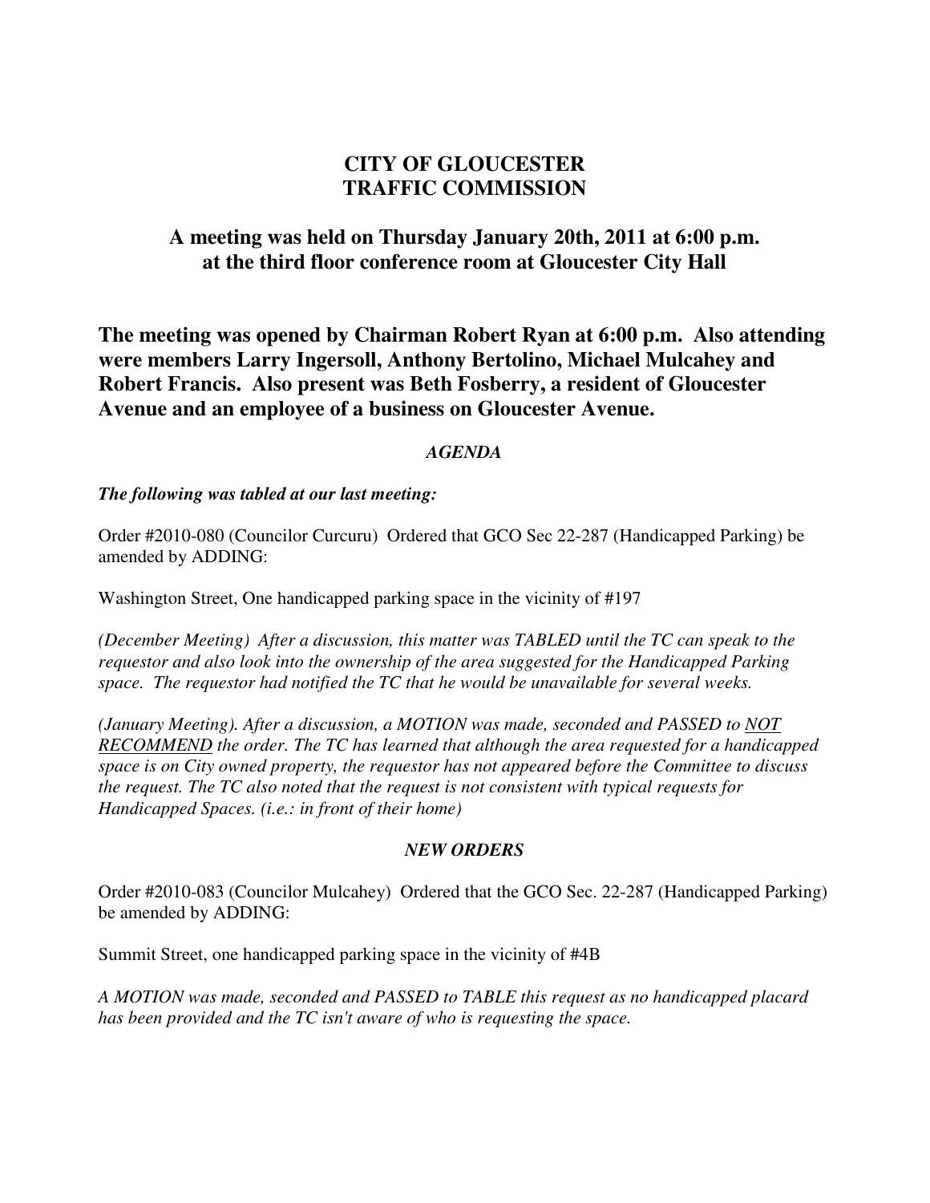# CITY OF GLOUCESTER
# TRAFFIC COMMISSION

## A meeting was held on Thursday January 20th, 2011 at 6:00 p.m. at the third floor conference room at Gloucester City Hall

**The meeting was opened by Chairman Robert Ryan at 6:00 p.m. Also attending were members Larry Ingersoll, Anthony Bertolino, Michael Mulcahey and Robert Francis. Also present was Beth Fosberry, a resident of Gloucester Avenue and an employee of a business on Gloucester Avenue.**

***AGENDA***

***The following was tabled at our last meeting:***

Order #2010-080 (Councilor Curcuru) Ordered that GCO Sec 22-287 (Handicapped Parking) be amended by ADDING:

Washington Street, One handicapped parking space in the vicinity of #197

*(December Meeting) After a discussion, this matter was TABLED until the TC can speak to the requestor and also look into the ownership of the area suggested for the Handicapped Parking space. The requestor had notified the TC that he would be unavailable for several weeks.*

*(January Meeting). After a discussion, a MOTION was made, seconded and PASSED to <u>NOT RECOMMEND</u> the order. The TC has learned that although the area requested for a handicapped space is on City owned property, the requestor has not appeared before the Committee to discuss the request. The TC also noted that the request is not consistent with typical requests for Handicapped Spaces. (i.e.: in front of their home)*

***NEW ORDERS***

Order #2010-083 (Councilor Mulcahey) Ordered that the GCO Sec. 22-287 (Handicapped Parking) be amended by ADDING:

Summit Street, one handicapped parking space in the vicinity of #4B

*A MOTION was made, seconded and PASSED to TABLE this request as no handicapped placard has been provided and the TC isn't aware of who is requesting the space.*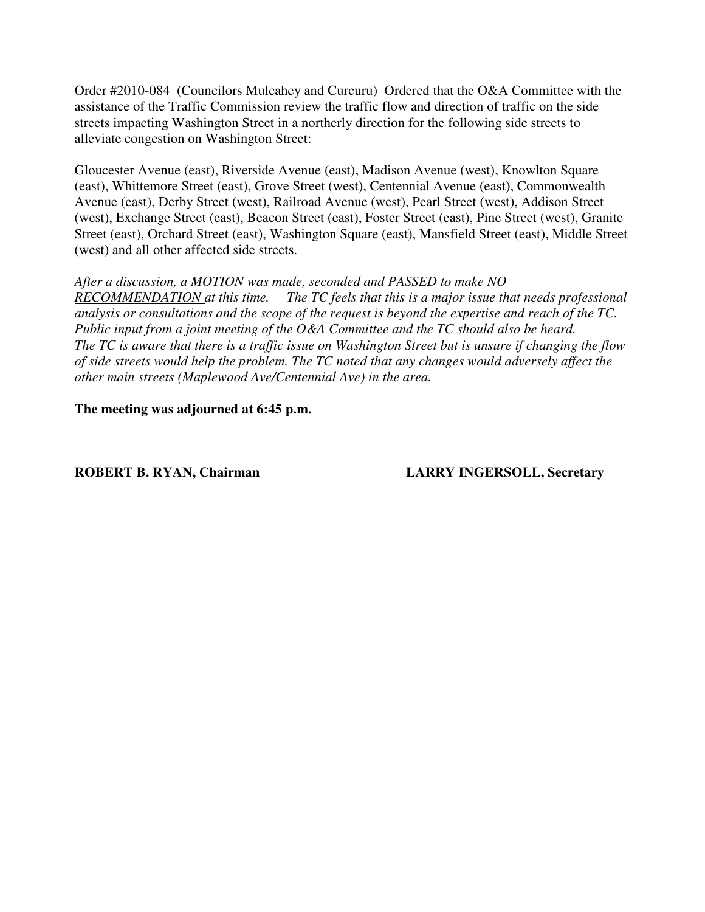Order #2010-084 (Councilors Mulcahey and Curcuru) Ordered that the O&A Committee with the assistance of the Traffic Commission review the traffic flow and direction of traffic on the side streets impacting Washington Street in a northerly direction for the following side streets to alleviate congestion on Washington Street:

Gloucester Avenue (east), Riverside Avenue (east), Madison Avenue (west), Knowlton Square (east), Whittemore Street (east), Grove Street (west), Centennial Avenue (east), Commonwealth Avenue (east), Derby Street (west), Railroad Avenue (west), Pearl Street (west), Addison Street (west), Exchange Street (east), Beacon Street (east), Foster Street (east), Pine Street (west), Granite Street (east), Orchard Street (east), Washington Square (east), Mansfield Street (east), Middle Street (west) and all other affected side streets.

*After a discussion, a MOTION was made, seconded and PASSED to make <u>NO RECOMMENDATION</u> at this time. The TC feels that this is a major issue that needs professional analysis or consultations and the scope of the request is beyond the expertise and reach of the TC. Public input from a joint meeting of the O&A Committee and the TC should also be heard. The TC is aware that there is a traffic issue on Washington Street but is unsure if changing the flow of side streets would help the problem. The TC noted that any changes would adversely affect the other main streets (Maplewood Ave/Centennial Ave) in the area.*

**The meeting was adjourned at 6:45 p.m.**

**ROBERT B. RYAN, Chairman** **LARRY INGERSOLL, Secretary**